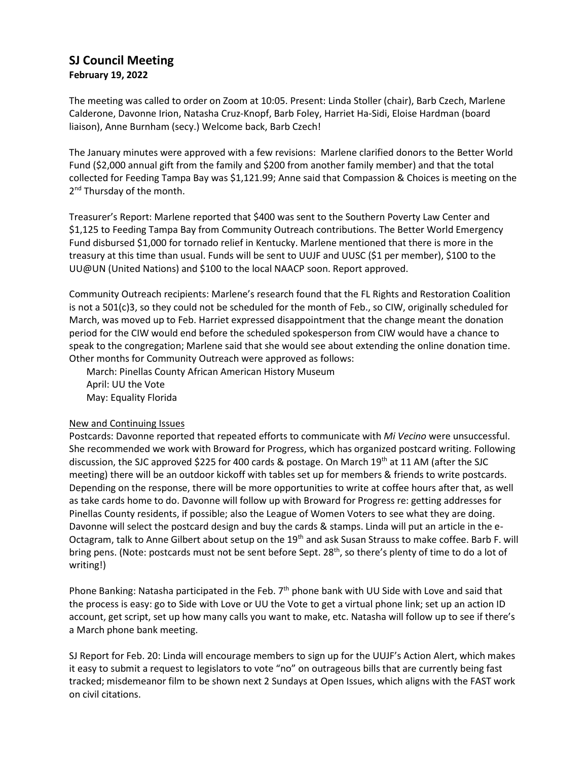# SJ Council Meeting

**February 19, 2022**

The meeting was called to order on Zoom at 10:05. Present: Linda Stoller (chair), Barb Czech, Marlene Calderone, Davonne Irion, Natasha Cruz-Knopf, Barb Foley, Harriet Ha-Sidi, Eloise Hardman (board liaison), Anne Burnham (secy.) Welcome back, Barb Czech!

The January minutes were approved with a few revisions: Marlene clarified donors to the Better World Fund ($2,000 annual gift from the family and $200 from another family member) and that the total collected for Feeding Tampa Bay was $1,121.99; Anne said that Compassion & Choices is meeting on the 2nd Thursday of the month.

Treasurer's Report: Marlene reported that $400 was sent to the Southern Poverty Law Center and $1,125 to Feeding Tampa Bay from Community Outreach contributions. The Better World Emergency Fund disbursed $1,000 for tornado relief in Kentucky. Marlene mentioned that there is more in the treasury at this time than usual. Funds will be sent to UUJF and UUSC ($1 per member), $100 to the UU@UN (United Nations) and $100 to the local NAACP soon. Report approved.

Community Outreach recipients: Marlene's research found that the FL Rights and Restoration Coalition is not a 501(c)3, so they could not be scheduled for the month of Feb., so CIW, originally scheduled for March, was moved up to Feb. Harriet expressed disappointment that the change meant the donation period for the CIW would end before the scheduled spokesperson from CIW would have a chance to speak to the congregation; Marlene said that she would see about extending the online donation time. Other months for Community Outreach were approved as follows:

March: Pinellas County African American History Museum
April: UU the Vote
May: Equality Florida

<u>New and Continuing Issues</u>

Postcards: Davonne reported that repeated efforts to communicate with *Mi Vecino* were unsuccessful. She recommended we work with Broward for Progress, which has organized postcard writing. Following discussion, the SJC approved $225 for 400 cards & postage. On March 19th at 11 AM (after the SJC meeting) there will be an outdoor kickoff with tables set up for members & friends to write postcards. Depending on the response, there will be more opportunities to write at coffee hours after that, as well as take cards home to do. Davonne will follow up with Broward for Progress re: getting addresses for Pinellas County residents, if possible; also the League of Women Voters to see what they are doing. Davonne will select the postcard design and buy the cards & stamps. Linda will put an article in the e-Octagram, talk to Anne Gilbert about setup on the 19th and ask Susan Strauss to make coffee. Barb F. will bring pens. (Note: postcards must not be sent before Sept. 28th, so there's plenty of time to do a lot of writing!)

Phone Banking: Natasha participated in the Feb. 7th phone bank with UU Side with Love and said that the process is easy: go to Side with Love or UU the Vote to get a virtual phone link; set up an action ID account, get script, set up how many calls you want to make, etc. Natasha will follow up to see if there's a March phone bank meeting.

SJ Report for Feb. 20: Linda will encourage members to sign up for the UUJF's Action Alert, which makes it easy to submit a request to legislators to vote "no" on outrageous bills that are currently being fast tracked; misdemeanor film to be shown next 2 Sundays at Open Issues, which aligns with the FAST work on civil citations.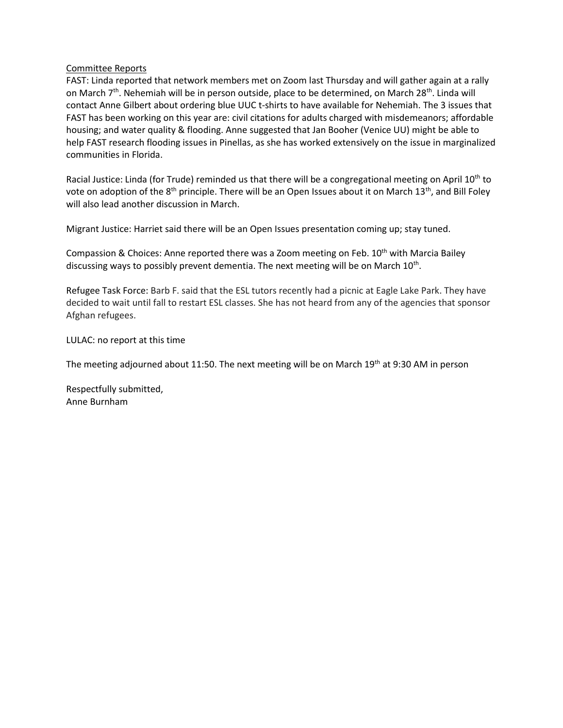## Committee Reports

FAST: Linda reported that network members met on Zoom last Thursday and will gather again at a rally on March 7th. Nehemiah will be in person outside, place to be determined, on March 28th. Linda will contact Anne Gilbert about ordering blue UUC t-shirts to have available for Nehemiah. The 3 issues that FAST has been working on this year are: civil citations for adults charged with misdemeanors; affordable housing; and water quality & flooding. Anne suggested that Jan Booher (Venice UU) might be able to help FAST research flooding issues in Pinellas, as she has worked extensively on the issue in marginalized communities in Florida.

Racial Justice: Linda (for Trude) reminded us that there will be a congregational meeting on April 10th to vote on adoption of the 8th principle. There will be an Open Issues about it on March 13th, and Bill Foley will also lead another discussion in March.

Migrant Justice: Harriet said there will be an Open Issues presentation coming up; stay tuned.

Compassion & Choices: Anne reported there was a Zoom meeting on Feb. 10th with Marcia Bailey discussing ways to possibly prevent dementia. The next meeting will be on March 10th.

Refugee Task Force: Barb F. said that the ESL tutors recently had a picnic at Eagle Lake Park. They have decided to wait until fall to restart ESL classes. She has not heard from any of the agencies that sponsor Afghan refugees.

LULAC: no report at this time

The meeting adjourned about 11:50. The next meeting will be on March 19th at 9:30 AM in person

Respectfully submitted,
Anne Burnham